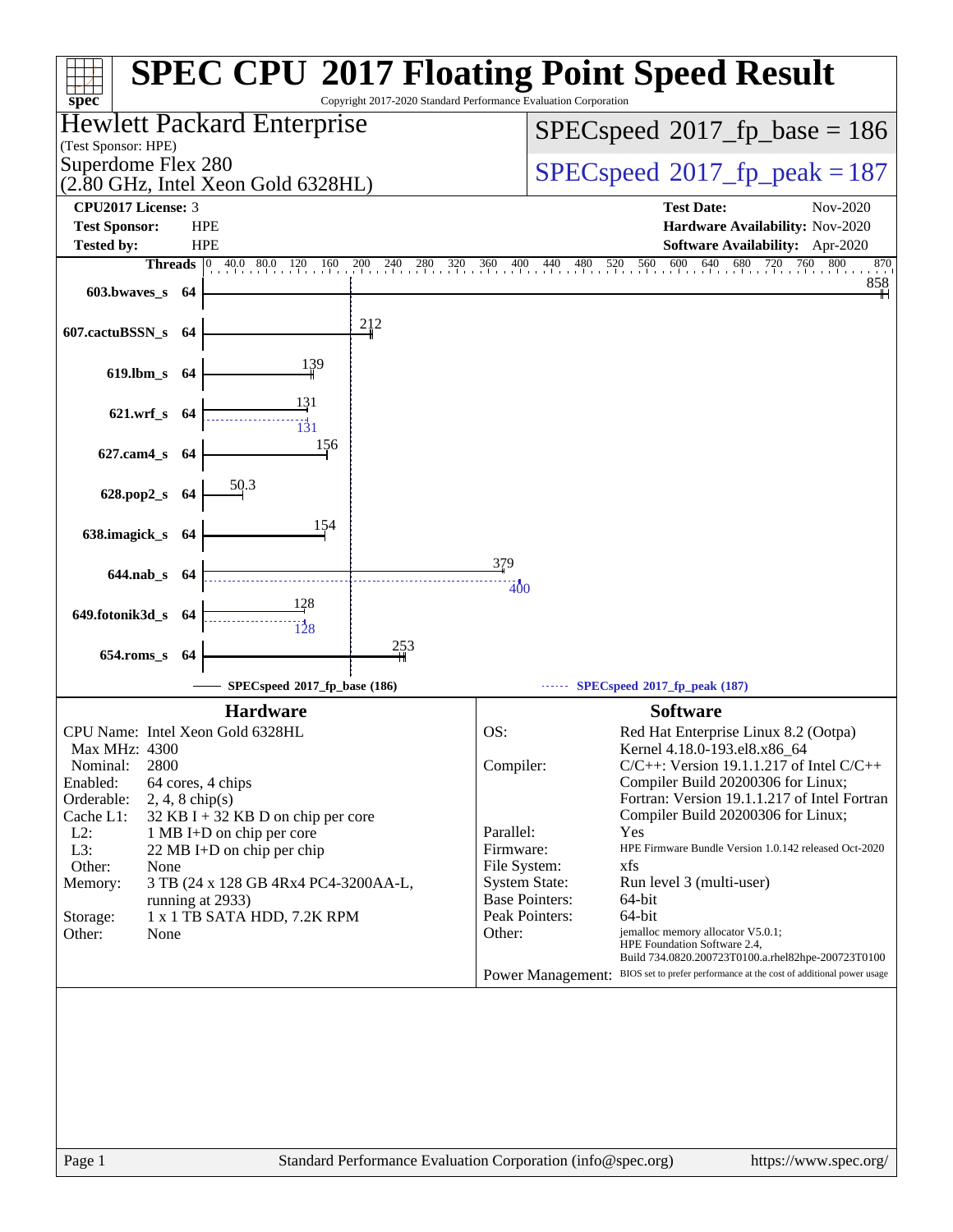# SPEC CPU 2017 Floating Point Speed Result

Copyright 2017-2020 Standard Performance Evaluation Corporation

**Hewlett Packard Enterprise**
(Test Sponsor: HPE)
Superdome Flex 280
(2.80 GHz, Intel Xeon Gold 6328HL)

SPECspeed 2017_fp_base = 186

SPECspeed 2017_fp_peak = 187

| | | | |
|---|---|---|---|
| **CPU2017 License:** | 3 | **Test Date:** | Nov-2020 |
| **Test Sponsor:** | HPE | **Hardware Availability:** | Nov-2020 |
| **Tested by:** | HPE | **Software Availability:** | Apr-2020 |

| Benchmark | Threads | Base | Peak |
|---|---|---|---|
| 603.bwaves_s | 64 | 858 | |
| 607.cactuBSSN_s | 64 | 212 | |
| 619.lbm_s | 64 | 139 | |
| 621.wrf_s | 64 | 131 | 131 |
| 627.cam4_s | 64 | 156 | |
| 628.pop2_s | 64 | 50.3 | |
| 638.imagick_s | 64 | 154 | |
| 644.nab_s | 64 | 379 | 400 |
| 649.fotonik3d_s | 64 | 128 | 128 |
| 654.roms_s | 64 | 253 | |

SPECspeed 2017_fp_base (186) — SPECspeed 2017_fp_peak (187)

## Hardware

| | |
|---|---|
| CPU Name: | Intel Xeon Gold 6328HL |
| Max MHz: | 4300 |
| Nominal: | 2800 |
| Enabled: | 64 cores, 4 chips |
| Orderable: | 2, 4, 8 chip(s) |
| Cache L1: | 32 KB I + 32 KB D on chip per core |
| L2: | 1 MB I+D on chip per core |
| L3: | 22 MB I+D on chip per chip |
| Other: | None |
| Memory: | 3 TB (24 x 128 GB 4Rx4 PC4-3200AA-L, running at 2933) |
| Storage: | 1 x 1 TB SATA HDD, 7.2K RPM |
| Other: | None |

## Software

| | |
|---|---|
| OS: | Red Hat Enterprise Linux 8.2 (Ootpa) Kernel 4.18.0-193.el8.x86_64 |
| Compiler: | C/C++: Version 19.1.1.217 of Intel C/C++ Compiler Build 20200306 for Linux; Fortran: Version 19.1.1.217 of Intel Fortran Compiler Build 20200306 for Linux; |
| Parallel: | Yes |
| Firmware: | HPE Firmware Bundle Version 1.0.142 released Oct-2020 |
| File System: | xfs |
| System State: | Run level 3 (multi-user) |
| Base Pointers: | 64-bit |
| Peak Pointers: | 64-bit |
| Other: | jemalloc memory allocator V5.0.1; HPE Foundation Software 2.4, Build 734.0820.200723T0100.a.rhel82hpe-200723T0100 |
| Power Management: | BIOS set to prefer performance at the cost of additional power usage |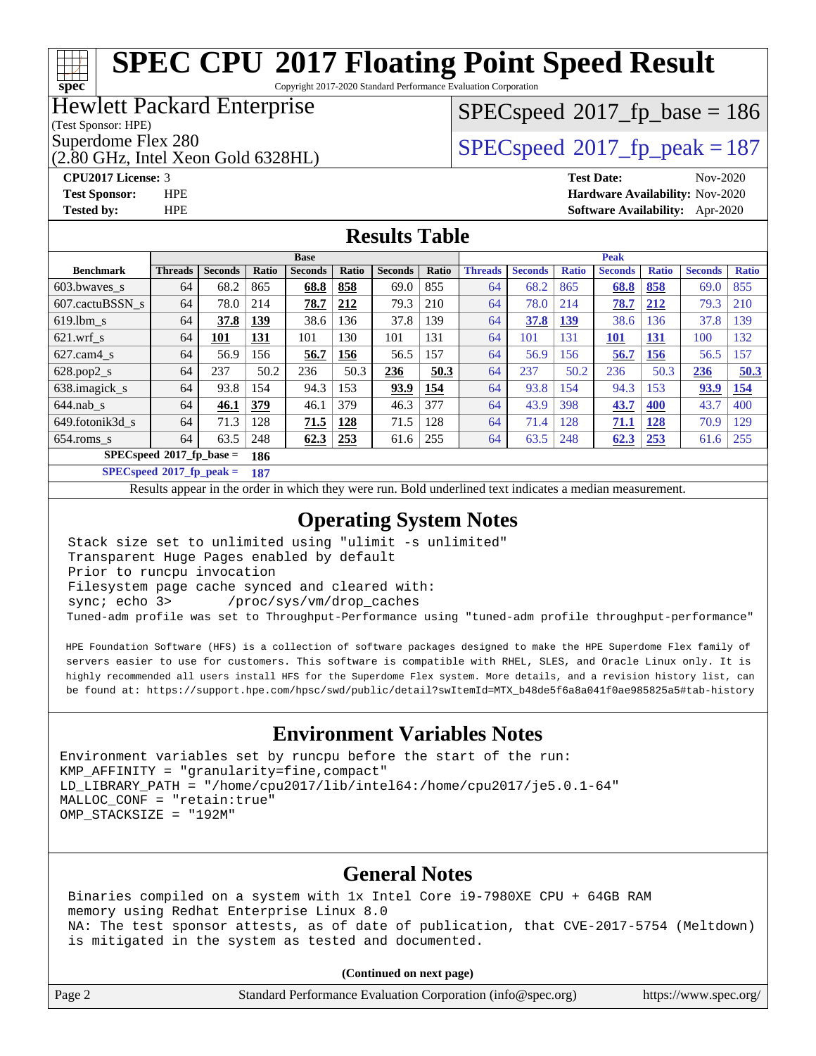# SPEC CPU 2017 Floating Point Speed Result

Copyright 2017-2020 Standard Performance Evaluation Corporation

## Hewlett Packard Enterprise

(Test Sponsor: HPE)

Superdome Flex 280

(2.80 GHz, Intel Xeon Gold 6328HL)

SPECspeed 2017_fp_base = 186

SPECspeed 2017_fp_peak = 187

**CPU2017 License:** 3
**Test Sponsor:** HPE
**Tested by:** HPE

**Test Date:** Nov-2020
**Hardware Availability:** Nov-2020
**Software Availability:** Apr-2020

## Results Table

| Benchmark | Base | | | | | | | Peak | | | | | | |
|---|---|---|---|---|---|---|---|---|---|---|---|---|---|---|
| | Threads | Seconds | Ratio | Seconds | Ratio | Seconds | Ratio | Threads | Seconds | Ratio | Seconds | Ratio | Seconds | Ratio |
| 603.bwaves_s | 64 | 68.2 | 865 | **68.8** | **858** | 69.0 | 855 | 64 | 68.2 | 865 | **68.8** | **858** | 69.0 | 855 |
| 607.cactuBSSN_s | 64 | 78.0 | 214 | **78.7** | **212** | 79.3 | 210 | 64 | 78.0 | 214 | **78.7** | **212** | 79.3 | 210 |
| 619.lbm_s | 64 | **37.8** | **139** | 38.6 | 136 | 37.8 | 139 | 64 | **37.8** | **139** | 38.6 | 136 | 37.8 | 139 |
| 621.wrf_s | 64 | **101** | **131** | 101 | 130 | 101 | 131 | 64 | 101 | 131 | **101** | **131** | 100 | 132 |
| 627.cam4_s | 64 | 56.9 | 156 | **56.7** | **156** | 56.5 | 157 | 64 | 56.9 | 156 | **56.7** | **156** | 56.5 | 157 |
| 628.pop2_s | 64 | 237 | 50.2 | 236 | 50.3 | **236** | **50.3** | 64 | 237 | 50.2 | 236 | 50.3 | **236** | **50.3** |
| 638.imagick_s | 64 | 93.8 | 154 | 94.3 | 153 | **93.9** | **154** | 64 | 93.8 | 154 | 94.3 | 153 | **93.9** | **154** |
| 644.nab_s | 64 | **46.1** | **379** | 46.1 | 379 | 46.3 | 377 | 64 | 43.9 | 398 | **43.7** | **400** | 43.7 | 400 |
| 649.fotonik3d_s | 64 | 71.3 | 128 | **71.5** | **128** | 71.5 | 128 | 64 | 71.4 | 128 | **71.1** | **128** | 70.9 | 129 |
| 654.roms_s | 64 | 63.5 | 248 | **62.3** | **253** | 61.6 | 255 | 64 | 63.5 | 248 | **62.3** | **253** | 61.6 | 255 |

**SPECspeed 2017_fp_base = 186**

**SPECspeed 2017_fp_peak = 187**

Results appear in the order in which they were run. Bold underlined text indicates a median measurement.

## Operating System Notes

```
Stack size set to unlimited using "ulimit -s unlimited"
Transparent Huge Pages enabled by default
Prior to runcpu invocation
Filesystem page cache synced and cleared with:
sync; echo 3>       /proc/sys/vm/drop_caches
Tuned-adm profile was set to Throughput-Performance using "tuned-adm profile throughput-performance"
```

HPE Foundation Software (HFS) is a collection of software packages designed to make the HPE Superdome Flex family of servers easier to use for customers. This software is compatible with RHEL, SLES, and Oracle Linux only. It is highly recommended all users install HFS for the Superdome Flex system. More details, and a revision history list, can be found at: https://support.hpe.com/hpsc/swd/public/detail?swItemId=MTX_b48de5f6a8a041f0ae985825a5#tab-history

## Environment Variables Notes

```
Environment variables set by runcpu before the start of the run:
KMP_AFFINITY = "granularity=fine,compact"
LD_LIBRARY_PATH = "/home/cpu2017/lib/intel64:/home/cpu2017/je5.0.1-64"
MALLOC_CONF = "retain:true"
OMP_STACKSIZE = "192M"
```

## General Notes

```
Binaries compiled on a system with 1x Intel Core i9-7980XE CPU + 64GB RAM
memory using Redhat Enterprise Linux 8.0
NA: The test sponsor attests, as of date of publication, that CVE-2017-5754 (Meltdown)
is mitigated in the system as tested and documented.
```

**(Continued on next page)**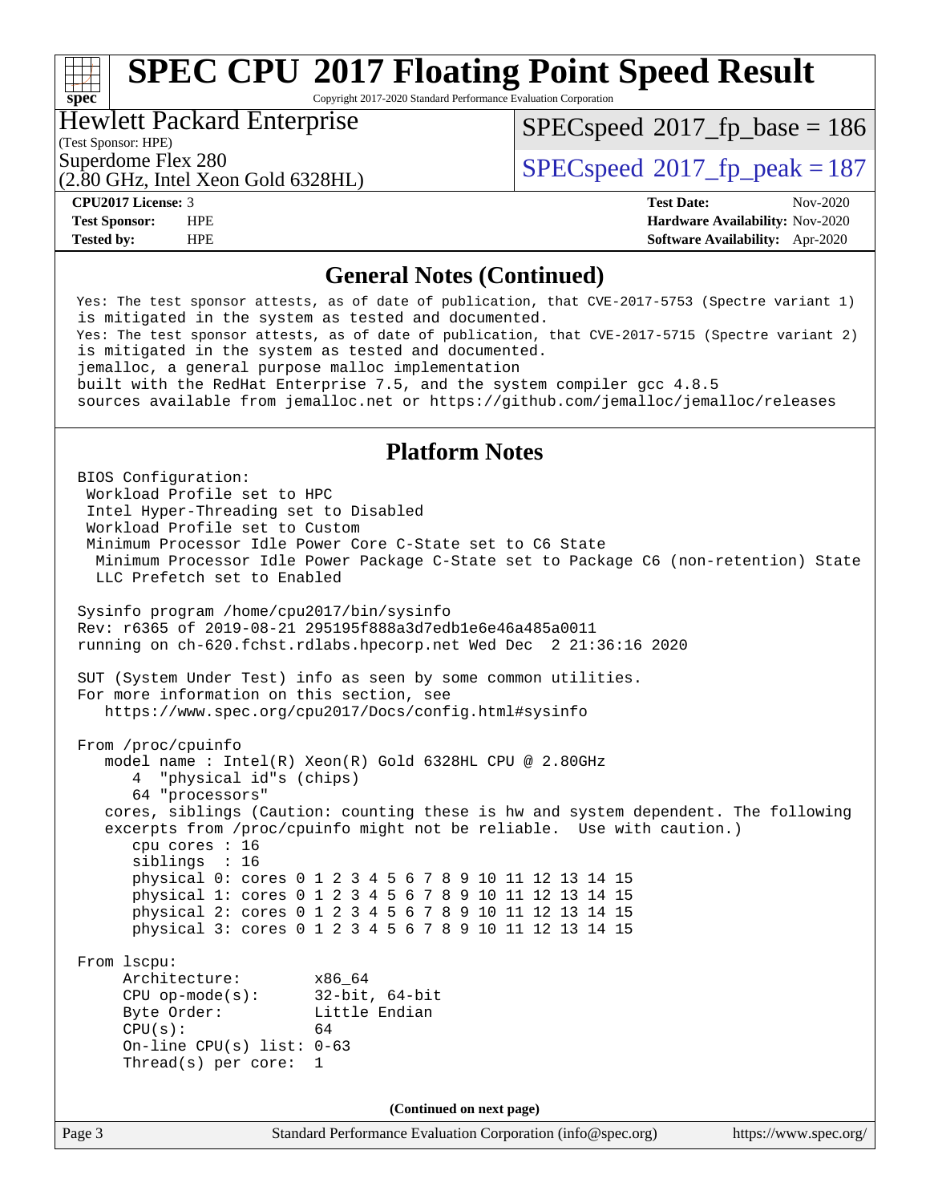# SPEC CPU 2017 Floating Point Speed Result

Copyright 2017-2020 Standard Performance Evaluation Corporation

**Hewlett Packard Enterprise**
(Test Sponsor: HPE)
Superdome Flex 280
(2.80 GHz, Intel Xeon Gold 6328HL)

SPECspeed 2017_fp_base = 186
SPECspeed 2017_fp_peak = 187

| | | | |
|---|---|---|---|
| **CPU2017 License:** | 3 | **Test Date:** | Nov-2020 |
| **Test Sponsor:** | HPE | **Hardware Availability:** | Nov-2020 |
| **Tested by:** | HPE | **Software Availability:** | Apr-2020 |

## General Notes (Continued)

```
Yes: The test sponsor attests, as of date of publication, that CVE-2017-5753 (Spectre variant 1)
is mitigated in the system as tested and documented.
Yes: The test sponsor attests, as of date of publication, that CVE-2017-5715 (Spectre variant 2)
is mitigated in the system as tested and documented.
jemalloc, a general purpose malloc implementation
built with the RedHat Enterprise 7.5, and the system compiler gcc 4.8.5
sources available from jemalloc.net or https://github.com/jemalloc/jemalloc/releases
```

## Platform Notes

```
BIOS Configuration:
 Workload Profile set to HPC
 Intel Hyper-Threading set to Disabled
 Workload Profile set to Custom
 Minimum Processor Idle Power Core C-State set to C6 State
  Minimum Processor Idle Power Package C-State set to Package C6 (non-retention) State
  LLC Prefetch set to Enabled

Sysinfo program /home/cpu2017/bin/sysinfo
Rev: r6365 of 2019-08-21 295195f888a3d7edb1e6e46a485a0011
running on ch-620.fchst.rdlabs.hpecorp.net Wed Dec  2 21:36:16 2020

SUT (System Under Test) info as seen by some common utilities.
For more information on this section, see
   https://www.spec.org/cpu2017/Docs/config.html#sysinfo

From /proc/cpuinfo
   model name : Intel(R) Xeon(R) Gold 6328HL CPU @ 2.80GHz
      4  "physical id"s (chips)
      64 "processors"
   cores, siblings (Caution: counting these is hw and system dependent. The following
   excerpts from /proc/cpuinfo might not be reliable.  Use with caution.)
      cpu cores : 16
      siblings  : 16
      physical 0: cores 0 1 2 3 4 5 6 7 8 9 10 11 12 13 14 15
      physical 1: cores 0 1 2 3 4 5 6 7 8 9 10 11 12 13 14 15
      physical 2: cores 0 1 2 3 4 5 6 7 8 9 10 11 12 13 14 15
      physical 3: cores 0 1 2 3 4 5 6 7 8 9 10 11 12 13 14 15

From lscpu:
     Architecture:          x86_64
     CPU op-mode(s):        32-bit, 64-bit
     Byte Order:            Little Endian
     CPU(s):                64
     On-line CPU(s) list: 0-63
     Thread(s) per core:  1
```

(Continued on next page)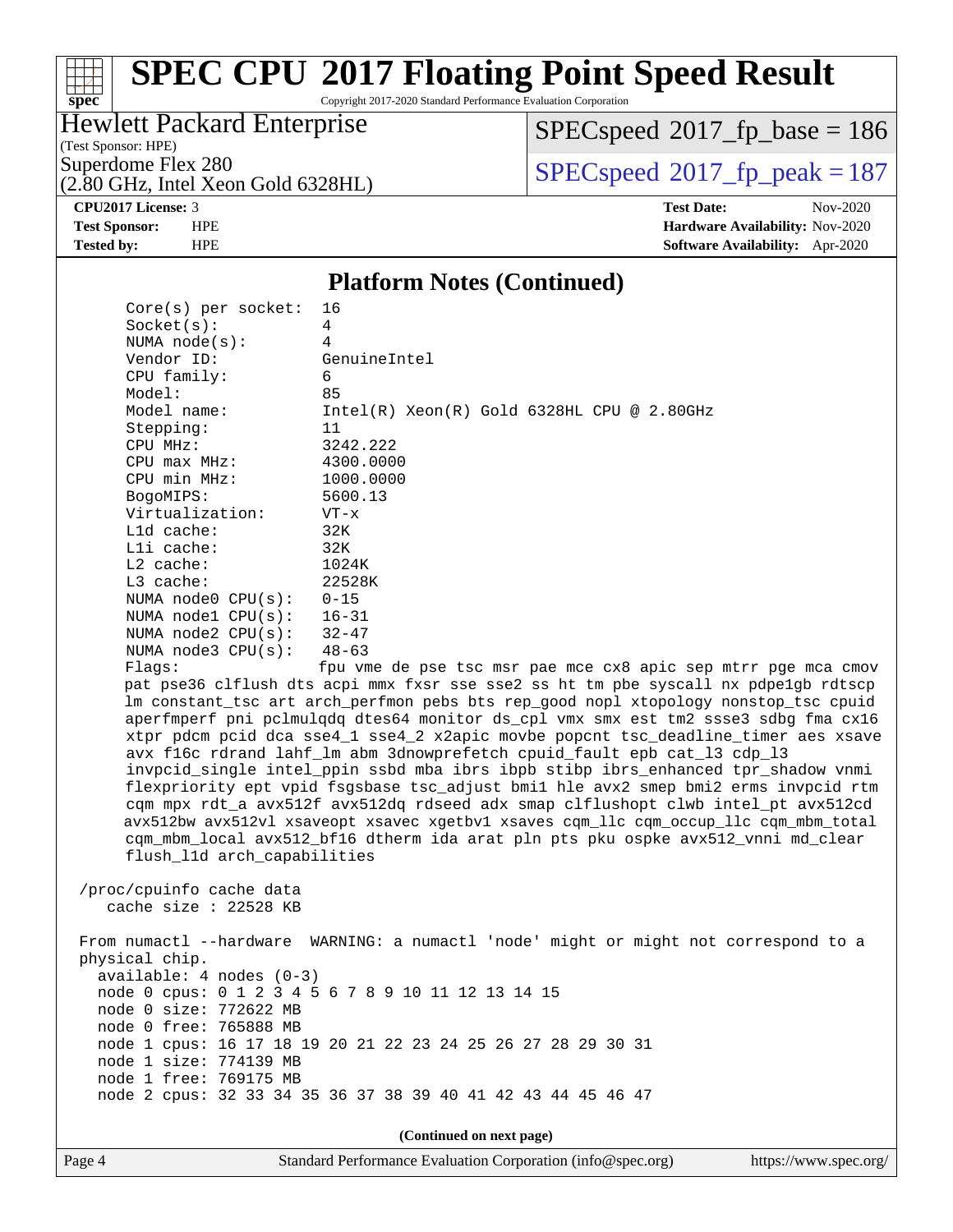# SPEC CPU 2017 Floating Point Speed Result

Copyright 2017-2020 Standard Performance Evaluation Corporation

**Hewlett Packard Enterprise**
(Test Sponsor: HPE)
Superdome Flex 280
(2.80 GHz, Intel Xeon Gold 6328HL)

SPECspeed 2017_fp_base = 186
SPECspeed 2017_fp_peak = 187

| | | | |
|---|---|---|---|
| **CPU2017 License:** | 3 | **Test Date:** | Nov-2020 |
| **Test Sponsor:** | HPE | **Hardware Availability:** | Nov-2020 |
| **Tested by:** | HPE | **Software Availability:** | Apr-2020 |

## Platform Notes (Continued)

```
     Core(s) per socket:  16
     Socket(s):           4
     NUMA node(s):        4
     Vendor ID:           GenuineIntel
     CPU family:          6
     Model:               85
     Model name:          Intel(R) Xeon(R) Gold 6328HL CPU @ 2.80GHz
     Stepping:            11
     CPU MHz:             3242.222
     CPU max MHz:         4300.0000
     CPU min MHz:         1000.0000
     BogoMIPS:            5600.13
     Virtualization:      VT-x
     L1d cache:           32K
     L1i cache:           32K
     L2 cache:            1024K
     L3 cache:            22528K
     NUMA node0 CPU(s):   0-15
     NUMA node1 CPU(s):   16-31
     NUMA node2 CPU(s):   32-47
     NUMA node3 CPU(s):   48-63
     Flags:               fpu vme de pse tsc msr pae mce cx8 apic sep mtrr pge mca cmov
     pat pse36 clflush dts acpi mmx fxsr sse sse2 ss ht tm pbe syscall nx pdpe1gb rdtscp
     lm constant_tsc art arch_perfmon pebs bts rep_good nopl xtopology nonstop_tsc cpuid
     aperfmperf pni pclmulqdq dtes64 monitor ds_cpl vmx smx est tm2 ssse3 sdbg fma cx16
     xtpr pdcm pcid dca sse4_1 sse4_2 x2apic movbe popcnt tsc_deadline_timer aes xsave
     avx f16c rdrand lahf_lm abm 3dnowprefetch cpuid_fault epb cat_l3 cdp_l3
     invpcid_single intel_ppin ssbd mba ibrs ibpb stibp ibrs_enhanced tpr_shadow vnmi
     flexpriority ept vpid fsgsbase tsc_adjust bmi1 hle avx2 smep bmi2 erms invpcid rtm
     cqm mpx rdt_a avx512f avx512dq rdseed adx smap clflushopt clwb intel_pt avx512cd
     avx512bw avx512vl xsaveopt xsavec xgetbv1 xsaves cqm_llc cqm_occup_llc cqm_mbm_total
     cqm_mbm_local avx512_bf16 dtherm ida arat pln pts pku ospke avx512_vnni md_clear
     flush_l1d arch_capabilities

 /proc/cpuinfo cache data
    cache size : 22528 KB

 From numactl --hardware  WARNING: a numactl 'node' might or might not correspond to a
 physical chip.
   available: 4 nodes (0-3)
   node 0 cpus: 0 1 2 3 4 5 6 7 8 9 10 11 12 13 14 15
   node 0 size: 772622 MB
   node 0 free: 765888 MB
   node 1 cpus: 16 17 18 19 20 21 22 23 24 25 26 27 28 29 30 31
   node 1 size: 774139 MB
   node 1 free: 769175 MB
   node 2 cpus: 32 33 34 35 36 37 38 39 40 41 42 43 44 45 46 47
```

(Continued on next page)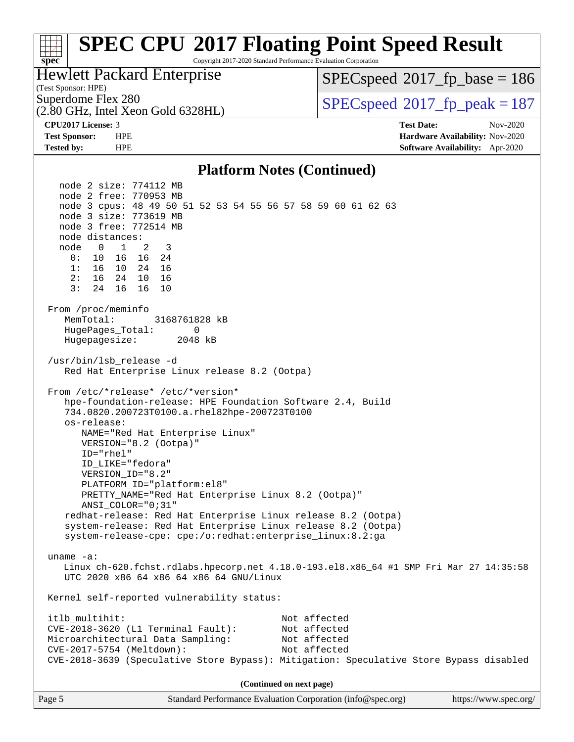## Platform Notes (Continued)

```
   node 2 size: 774112 MB
   node 2 free: 770953 MB
   node 3 cpus: 48 49 50 51 52 53 54 55 56 57 58 59 60 61 62 63
   node 3 size: 773619 MB
   node 3 free: 772514 MB
   node distances:
   node   0   1   2   3
     0:  10  16  16  24
     1:  16  10  24  16
     2:  16  24  10  16
     3:  24  16  16  10

 From /proc/meminfo
    MemTotal:       3168761828 kB
    HugePages_Total:        0
    Hugepagesize:        2048 kB

 /usr/bin/lsb_release -d
    Red Hat Enterprise Linux release 8.2 (Ootpa)

 From /etc/*release* /etc/*version*
    hpe-foundation-release: HPE Foundation Software 2.4, Build
    734.0820.200723T0100.a.rhel82hpe-200723T0100
    os-release:
       NAME="Red Hat Enterprise Linux"
       VERSION="8.2 (Ootpa)"
       ID="rhel"
       ID_LIKE="fedora"
       VERSION_ID="8.2"
       PLATFORM_ID="platform:el8"
       PRETTY_NAME="Red Hat Enterprise Linux 8.2 (Ootpa)"
       ANSI_COLOR="0;31"
    redhat-release: Red Hat Enterprise Linux release 8.2 (Ootpa)
    system-release: Red Hat Enterprise Linux release 8.2 (Ootpa)
    system-release-cpe: cpe:/o:redhat:enterprise_linux:8.2:ga

 uname -a:
    Linux ch-620.fchst.rdlabs.hpecorp.net 4.18.0-193.el8.x86_64 #1 SMP Fri Mar 27 14:35:58
    UTC 2020 x86_64 x86_64 x86_64 GNU/Linux

 Kernel self-reported vulnerability status:

 itlb_multihit:                                    Not affected
 CVE-2018-3620 (L1 Terminal Fault):                Not affected
 Microarchitectural Data Sampling:                 Not affected
 CVE-2017-5754 (Meltdown):                         Not affected
 CVE-2018-3639 (Speculative Store Bypass): Mitigation: Speculative Store Bypass disabled
```

(Continued on next page)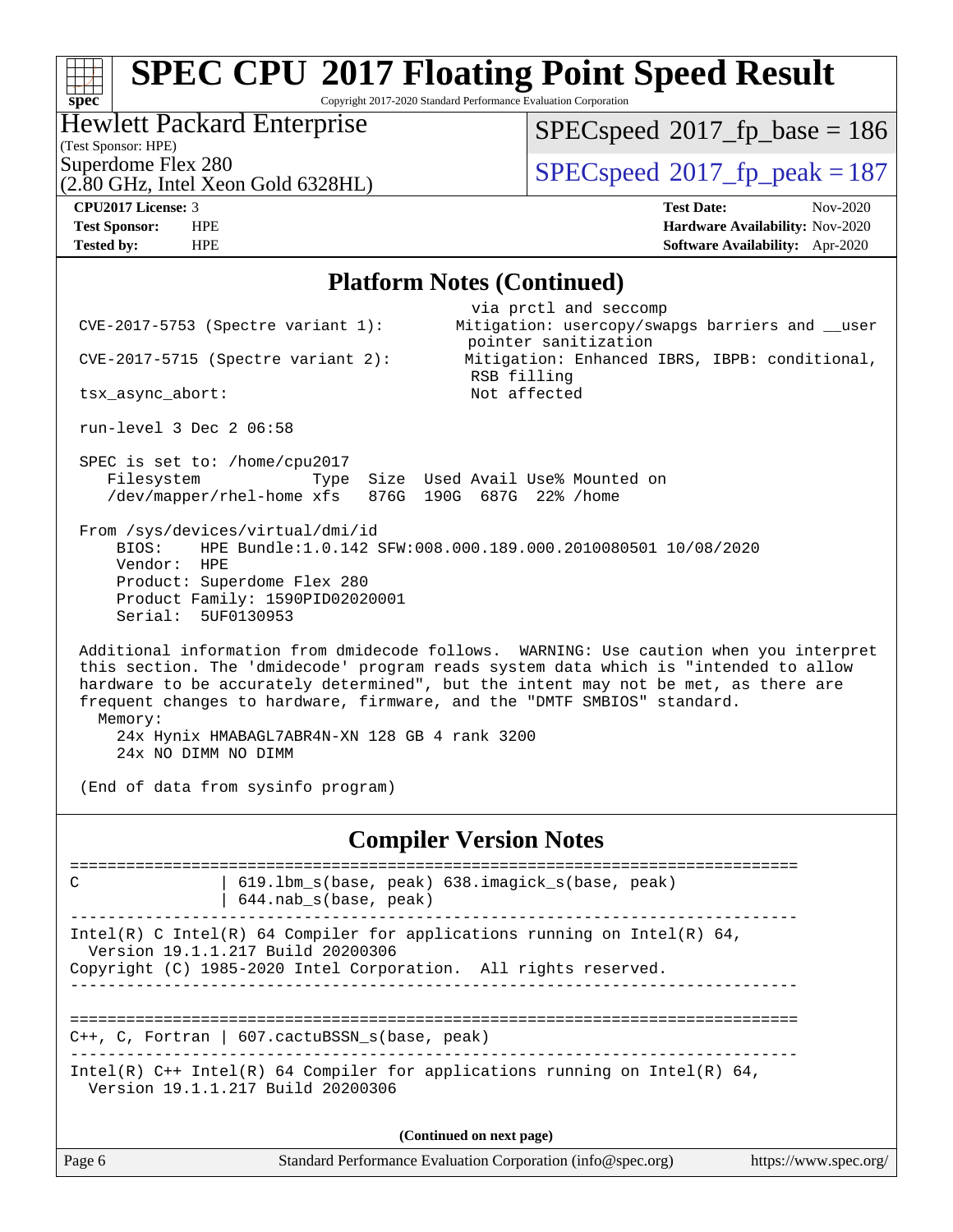# SPEC CPU 2017 Floating Point Speed Result

Copyright 2017-2020 Standard Performance Evaluation Corporation

**Hewlett Packard Enterprise**
(Test Sponsor: HPE)
Superdome Flex 280
(2.80 GHz, Intel Xeon Gold 6328HL)

SPECspeed 2017_fp_base = 186
SPECspeed 2017_fp_peak = 187

**CPU2017 License:** 3
**Test Sponsor:** HPE
**Tested by:** HPE
**Test Date:** Nov-2020
**Hardware Availability:** Nov-2020
**Software Availability:** Apr-2020

## Platform Notes (Continued)

```
                                          via prctl and seccomp
 CVE-2017-5753 (Spectre variant 1):      Mitigation: usercopy/swapgs barriers and __user
                                          pointer sanitization
 CVE-2017-5715 (Spectre variant 2):      Mitigation: Enhanced IBRS, IBPB: conditional,
                                          RSB filling
 tsx_async_abort:                         Not affected

 run-level 3 Dec 2 06:58

 SPEC is set to: /home/cpu2017
    Filesystem            Type  Size  Used Avail Use% Mounted on
    /dev/mapper/rhel-home xfs   876G  190G  687G  22% /home

 From /sys/devices/virtual/dmi/id
     BIOS:    HPE Bundle:1.0.142 SFW:008.000.189.000.2010080501 10/08/2020
     Vendor:  HPE
     Product: Superdome Flex 280
     Product Family: 1590PID02020001
     Serial:  5UF0130953

 Additional information from dmidecode follows.  WARNING: Use caution when you interpret
 this section. The 'dmidecode' program reads system data which is "intended to allow
 hardware to be accurately determined", but the intent may not be met, as there are
 frequent changes to hardware, firmware, and the "DMTF SMBIOS" standard.
   Memory:
     24x Hynix HMABAGL7ABR4N-XN 128 GB 4 rank 3200
     24x NO DIMM NO DIMM

 (End of data from sysinfo program)
```

## Compiler Version Notes

```
==============================================================================
C               | 619.lbm_s(base, peak) 638.imagick_s(base, peak)
                | 644.nab_s(base, peak)
------------------------------------------------------------------------------
Intel(R) C Intel(R) 64 Compiler for applications running on Intel(R) 64,
  Version 19.1.1.217 Build 20200306
Copyright (C) 1985-2020 Intel Corporation.  All rights reserved.
------------------------------------------------------------------------------

==============================================================================
C++, C, Fortran | 607.cactuBSSN_s(base, peak)
------------------------------------------------------------------------------
Intel(R) C++ Intel(R) 64 Compiler for applications running on Intel(R) 64,
  Version 19.1.1.217 Build 20200306
```

**(Continued on next page)**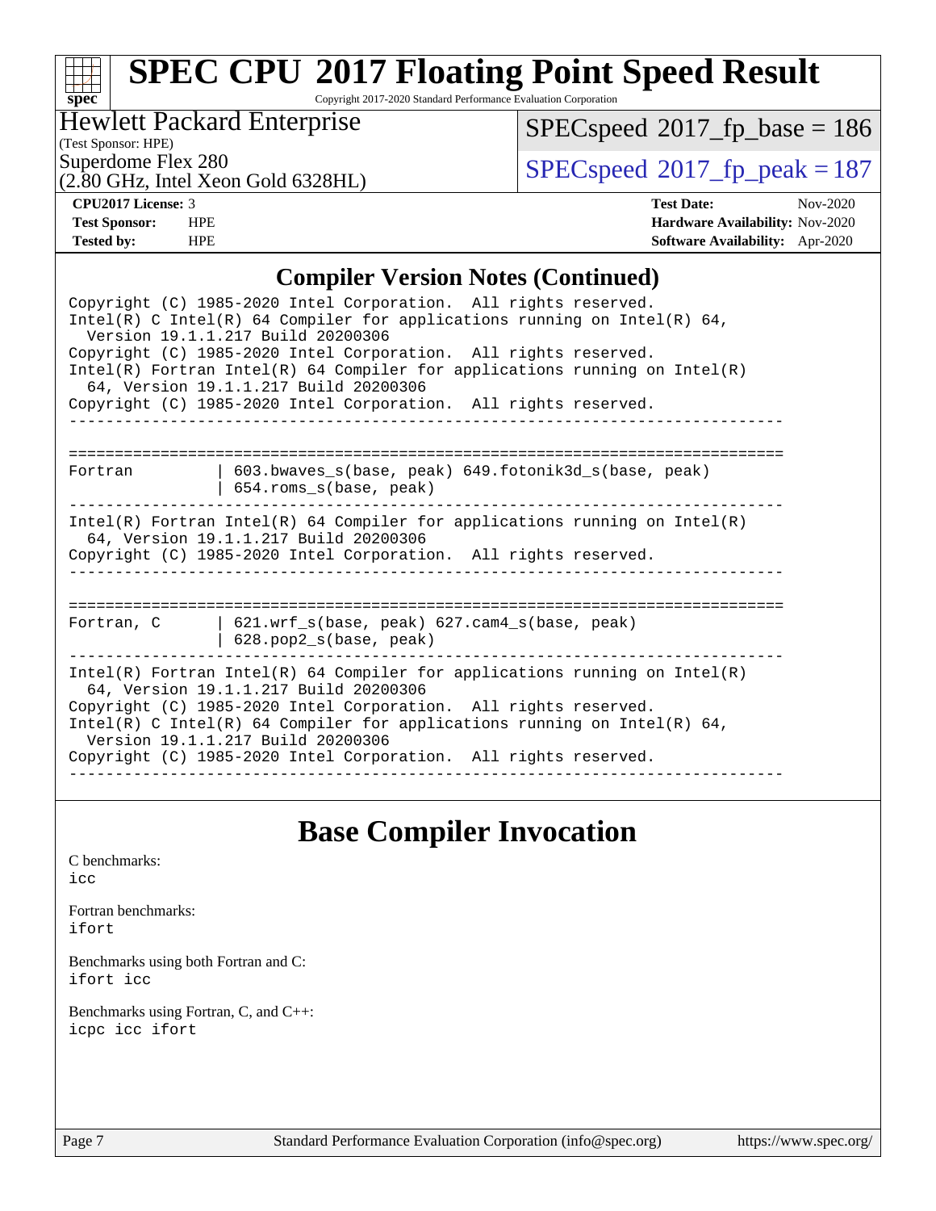## Compiler Version Notes (Continued)

```
Copyright (C) 1985-2020 Intel Corporation.  All rights reserved.
Intel(R) C Intel(R) 64 Compiler for applications running on Intel(R) 64,
  Version 19.1.1.217 Build 20200306
Copyright (C) 1985-2020 Intel Corporation.  All rights reserved.
Intel(R) Fortran Intel(R) 64 Compiler for applications running on Intel(R)
  64, Version 19.1.1.217 Build 20200306
Copyright (C) 1985-2020 Intel Corporation.  All rights reserved.
------------------------------------------------------------------------------

==============================================================================
Fortran         | 603.bwaves_s(base, peak) 649.fotonik3d_s(base, peak)
                | 654.roms_s(base, peak)
------------------------------------------------------------------------------
Intel(R) Fortran Intel(R) 64 Compiler for applications running on Intel(R)
  64, Version 19.1.1.217 Build 20200306
Copyright (C) 1985-2020 Intel Corporation.  All rights reserved.
------------------------------------------------------------------------------

==============================================================================
Fortran, C      | 621.wrf_s(base, peak) 627.cam4_s(base, peak)
                | 628.pop2_s(base, peak)
------------------------------------------------------------------------------
Intel(R) Fortran Intel(R) 64 Compiler for applications running on Intel(R)
  64, Version 19.1.1.217 Build 20200306
Copyright (C) 1985-2020 Intel Corporation.  All rights reserved.
Intel(R) C Intel(R) 64 Compiler for applications running on Intel(R) 64,
  Version 19.1.1.217 Build 20200306
Copyright (C) 1985-2020 Intel Corporation.  All rights reserved.
------------------------------------------------------------------------------
```

## Base Compiler Invocation

C benchmarks:
`icc`

Fortran benchmarks:
`ifort`

Benchmarks using both Fortran and C:
`ifort icc`

Benchmarks using Fortran, C, and C++:
`icpc icc ifort`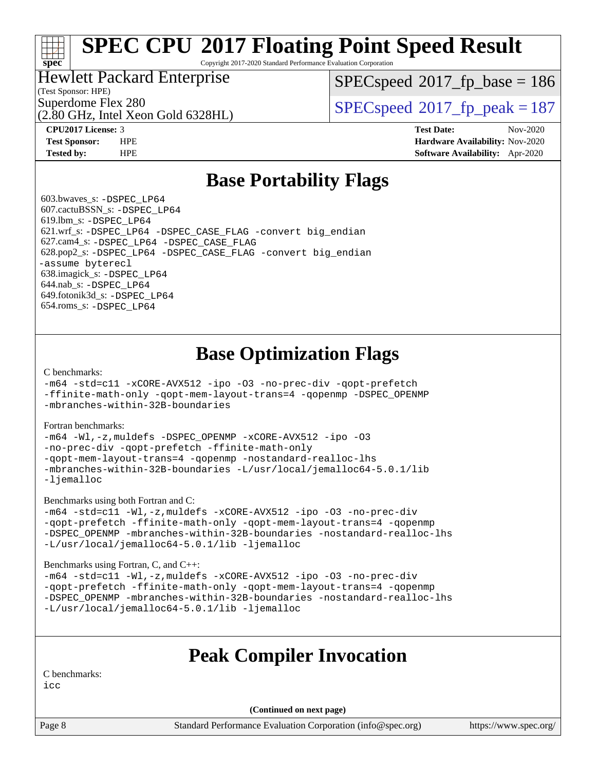# SPEC CPU 2017 Floating Point Speed Result

Copyright 2017-2020 Standard Performance Evaluation Corporation

Hewlett Packard Enterprise
(Test Sponsor: HPE)
Superdome Flex 280
(2.80 GHz, Intel Xeon Gold 6328HL)

SPECspeed 2017_fp_base = 186

SPECspeed 2017_fp_peak = 187

**CPU2017 License:** 3
**Test Sponsor:** HPE
**Tested by:** HPE

**Test Date:** Nov-2020
**Hardware Availability:** Nov-2020
**Software Availability:** Apr-2020

## Base Portability Flags

603.bwaves_s: `-DSPEC_LP64`
607.cactuBSSN_s: `-DSPEC_LP64`
619.lbm_s: `-DSPEC_LP64`
621.wrf_s: `-DSPEC_LP64 -DSPEC_CASE_FLAG -convert big_endian`
627.cam4_s: `-DSPEC_LP64 -DSPEC_CASE_FLAG`
628.pop2_s: `-DSPEC_LP64 -DSPEC_CASE_FLAG -convert big_endian -assume byterecl`
638.imagick_s: `-DSPEC_LP64`
644.nab_s: `-DSPEC_LP64`
649.fotonik3d_s: `-DSPEC_LP64`
654.roms_s: `-DSPEC_LP64`

## Base Optimization Flags

C benchmarks:
```
-m64 -std=c11 -xCORE-AVX512 -ipo -O3 -no-prec-div -qopt-prefetch
-ffinite-math-only -qopt-mem-layout-trans=4 -qopenmp -DSPEC_OPENMP
-mbranches-within-32B-boundaries
```

Fortran benchmarks:
```
-m64 -Wl,-z,muldefs -DSPEC_OPENMP -xCORE-AVX512 -ipo -O3
-no-prec-div -qopt-prefetch -ffinite-math-only
-qopt-mem-layout-trans=4 -qopenmp -nostandard-realloc-lhs
-mbranches-within-32B-boundaries -L/usr/local/jemalloc64-5.0.1/lib
-ljemalloc
```

Benchmarks using both Fortran and C:
```
-m64 -std=c11 -Wl,-z,muldefs -xCORE-AVX512 -ipo -O3 -no-prec-div
-qopt-prefetch -ffinite-math-only -qopt-mem-layout-trans=4 -qopenmp
-DSPEC_OPENMP -mbranches-within-32B-boundaries -nostandard-realloc-lhs
-L/usr/local/jemalloc64-5.0.1/lib -ljemalloc
```

Benchmarks using Fortran, C, and C++:
```
-m64 -std=c11 -Wl,-z,muldefs -xCORE-AVX512 -ipo -O3 -no-prec-div
-qopt-prefetch -ffinite-math-only -qopt-mem-layout-trans=4 -qopenmp
-DSPEC_OPENMP -mbranches-within-32B-boundaries -nostandard-realloc-lhs
-L/usr/local/jemalloc64-5.0.1/lib -ljemalloc
```

## Peak Compiler Invocation

C benchmarks:
```
icc
```

**(Continued on next page)**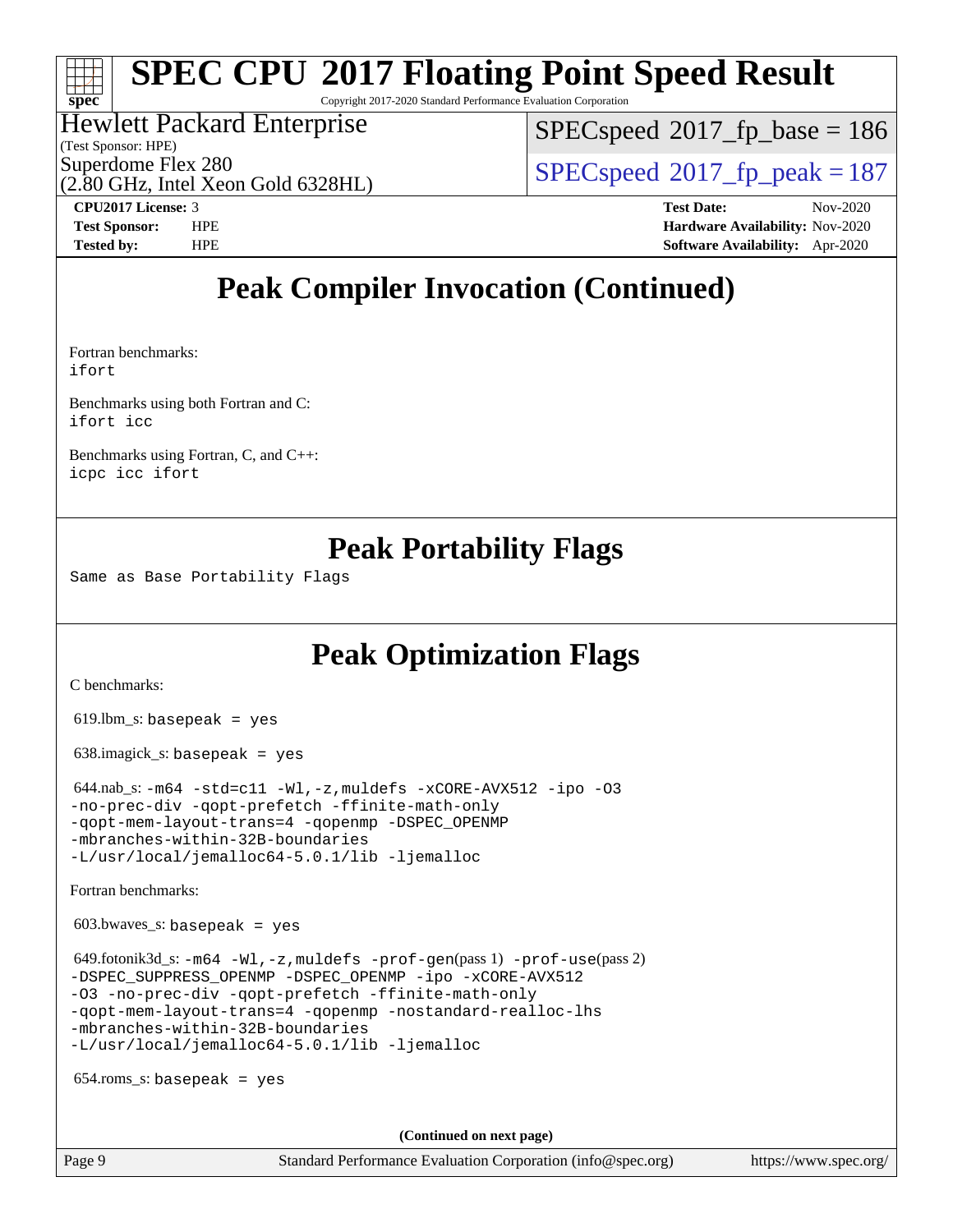## Peak Compiler Invocation (Continued)

Fortran benchmarks:
`ifort`

Benchmarks using both Fortran and C:
`ifort icc`

Benchmarks using Fortran, C, and C++:
`icpc icc ifort`

## Peak Portability Flags

Same as Base Portability Flags

## Peak Optimization Flags

C benchmarks:

619.lbm_s: `basepeak = yes`

638.imagick_s: `basepeak = yes`

644.nab_s: `-m64 -std=c11 -Wl,-z,muldefs -xCORE-AVX512 -ipo -O3 -no-prec-div -qopt-prefetch -ffinite-math-only -qopt-mem-layout-trans=4 -qopenmp -DSPEC_OPENMP -mbranches-within-32B-boundaries -L/usr/local/jemalloc64-5.0.1/lib -ljemalloc`

Fortran benchmarks:

603.bwaves_s: `basepeak = yes`

649.fotonik3d_s: `-m64 -Wl,-z,muldefs -prof-gen`(pass 1) `-prof-use`(pass 2) `-DSPEC_SUPPRESS_OPENMP -DSPEC_OPENMP -ipo -xCORE-AVX512 -O3 -no-prec-div -qopt-prefetch -ffinite-math-only -qopt-mem-layout-trans=4 -qopenmp -nostandard-realloc-lhs -mbranches-within-32B-boundaries -L/usr/local/jemalloc64-5.0.1/lib -ljemalloc`

654.roms_s: `basepeak = yes`

**(Continued on next page)**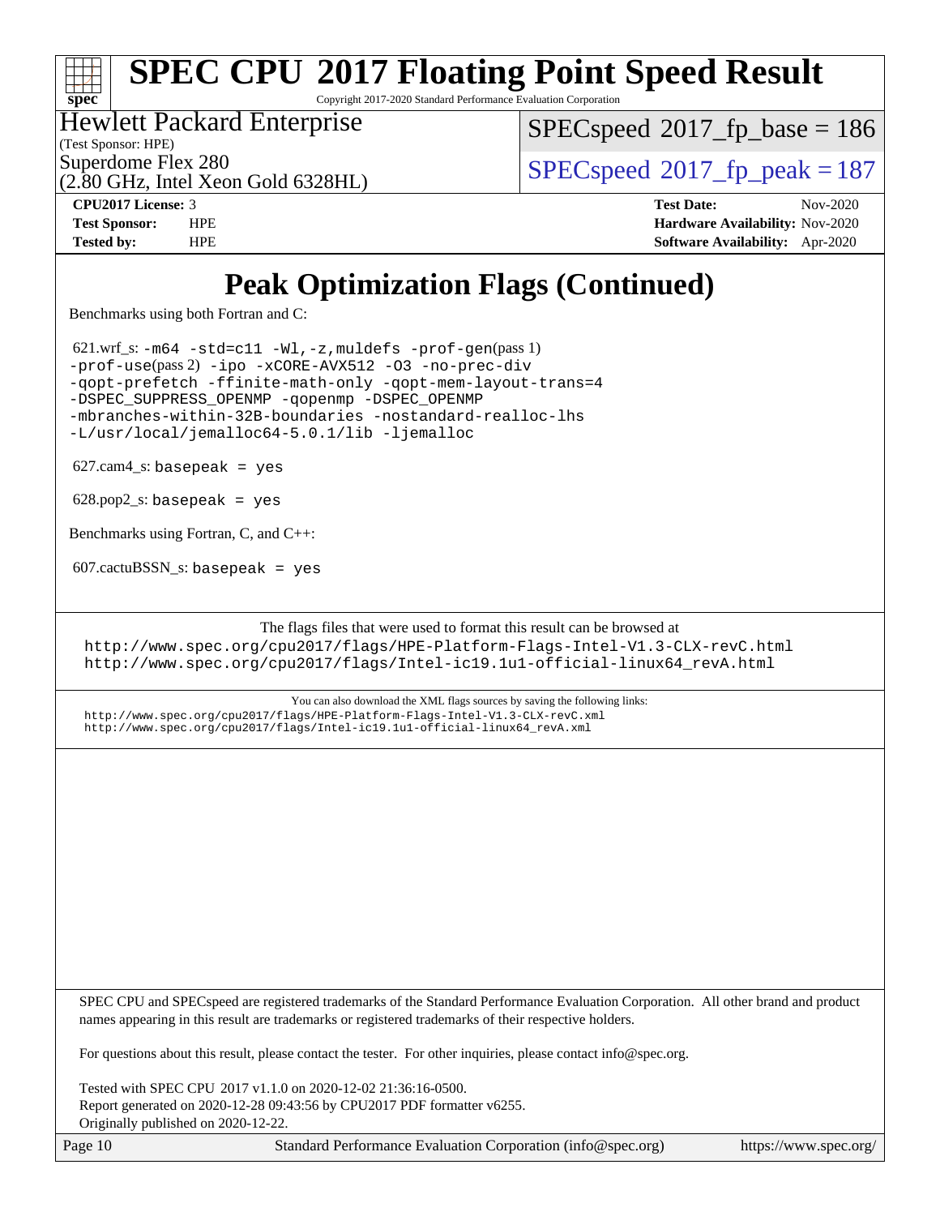# SPEC CPU 2017 Floating Point Speed Result

Copyright 2017-2020 Standard Performance Evaluation Corporation

**Hewlett Packard Enterprise**
(Test Sponsor: HPE)
Superdome Flex 280
(2.80 GHz, Intel Xeon Gold 6328HL)

SPECspeed 2017_fp_base = 186
SPECspeed 2017_fp_peak = 187

| | | | |
|---|---|---|---|
| **CPU2017 License:** | 3 | **Test Date:** | Nov-2020 |
| **Test Sponsor:** | HPE | **Hardware Availability:** | Nov-2020 |
| **Tested by:** | HPE | **Software Availability:** | Apr-2020 |

## Peak Optimization Flags (Continued)

Benchmarks using both Fortran and C:

621.wrf_s: `-m64 -std=c11 -Wl,-z,muldefs -prof-gen(pass 1) -prof-use(pass 2) -ipo -xCORE-AVX512 -O3 -no-prec-div -qopt-prefetch -ffinite-math-only -qopt-mem-layout-trans=4 -DSPEC_SUPPRESS_OPENMP -qopenmp -DSPEC_OPENMP -mbranches-within-32B-boundaries -nostandard-realloc-lhs -L/usr/local/jemalloc64-5.0.1/lib -ljemalloc`

627.cam4_s: `basepeak = yes`

628.pop2_s: `basepeak = yes`

Benchmarks using Fortran, C, and C++:

607.cactuBSSN_s: `basepeak = yes`

The flags files that were used to format this result can be browsed at
http://www.spec.org/cpu2017/flags/HPE-Platform-Flags-Intel-V1.3-CLX-revC.html
http://www.spec.org/cpu2017/flags/Intel-ic19.1u1-official-linux64_revA.html

You can also download the XML flags sources by saving the following links:
http://www.spec.org/cpu2017/flags/HPE-Platform-Flags-Intel-V1.3-CLX-revC.xml
http://www.spec.org/cpu2017/flags/Intel-ic19.1u1-official-linux64_revA.xml

SPEC CPU and SPECspeed are registered trademarks of the Standard Performance Evaluation Corporation. All other brand and product names appearing in this result are trademarks or registered trademarks of their respective holders.

For questions about this result, please contact the tester. For other inquiries, please contact info@spec.org.

Tested with SPEC CPU 2017 v1.1.0 on 2020-12-02 21:36:16-0500.
Report generated on 2020-12-28 09:43:56 by CPU2017 PDF formatter v6255.
Originally published on 2020-12-22.